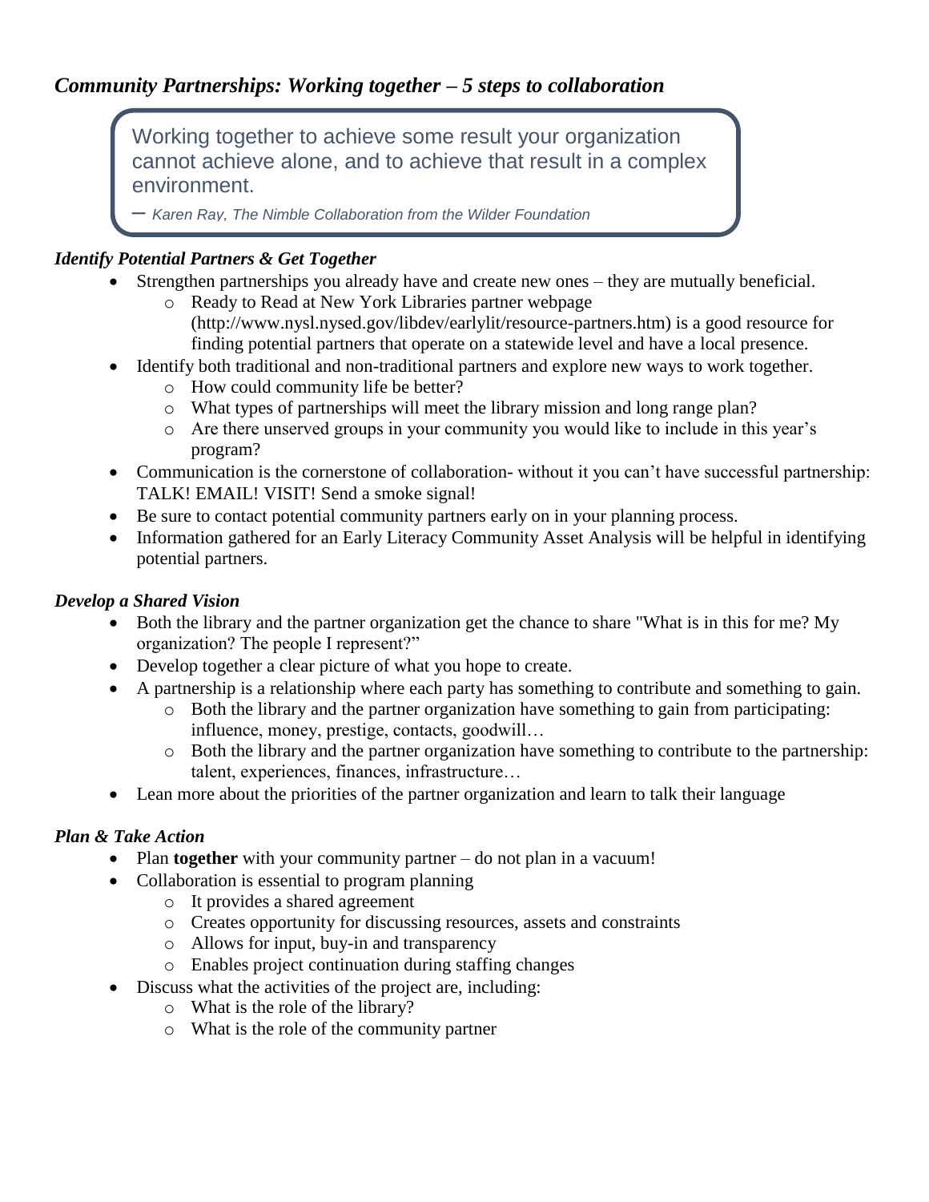# *Community Partnerships: Working together – 5 steps to collaboration*

> Working together to achieve some result your organization cannot achieve alone, and to achieve that result in a complex environment.
>
> – *Karen Ray, The Nimble Collaboration from the Wilder Foundation*

### *Identify Potential Partners & Get Together*

- Strengthen partnerships you already have and create new ones – they are mutually beneficial.
  - Ready to Read at New York Libraries partner webpage (http://www.nysl.nysed.gov/libdev/earlylit/resource-partners.htm) is a good resource for finding potential partners that operate on a statewide level and have a local presence.
- Identify both traditional and non-traditional partners and explore new ways to work together.
  - How could community life be better?
  - What types of partnerships will meet the library mission and long range plan?
  - Are there unserved groups in your community you would like to include in this year's program?
- Communication is the cornerstone of collaboration- without it you can't have successful partnership: TALK! EMAIL! VISIT! Send a smoke signal!
- Be sure to contact potential community partners early on in your planning process.
- Information gathered for an Early Literacy Community Asset Analysis will be helpful in identifying potential partners.

### *Develop a Shared Vision*

- Both the library and the partner organization get the chance to share "What is in this for me? My organization? The people I represent?"
- Develop together a clear picture of what you hope to create.
- A partnership is a relationship where each party has something to contribute and something to gain.
  - Both the library and the partner organization have something to gain from participating: influence, money, prestige, contacts, goodwill…
  - Both the library and the partner organization have something to contribute to the partnership: talent, experiences, finances, infrastructure…
- Lean more about the priorities of the partner organization and learn to talk their language

### *Plan & Take Action*

- Plan **together** with your community partner – do not plan in a vacuum!
- Collaboration is essential to program planning
  - It provides a shared agreement
  - Creates opportunity for discussing resources, assets and constraints
  - Allows for input, buy-in and transparency
  - Enables project continuation during staffing changes
- Discuss what the activities of the project are, including:
  - What is the role of the library?
  - What is the role of the community partner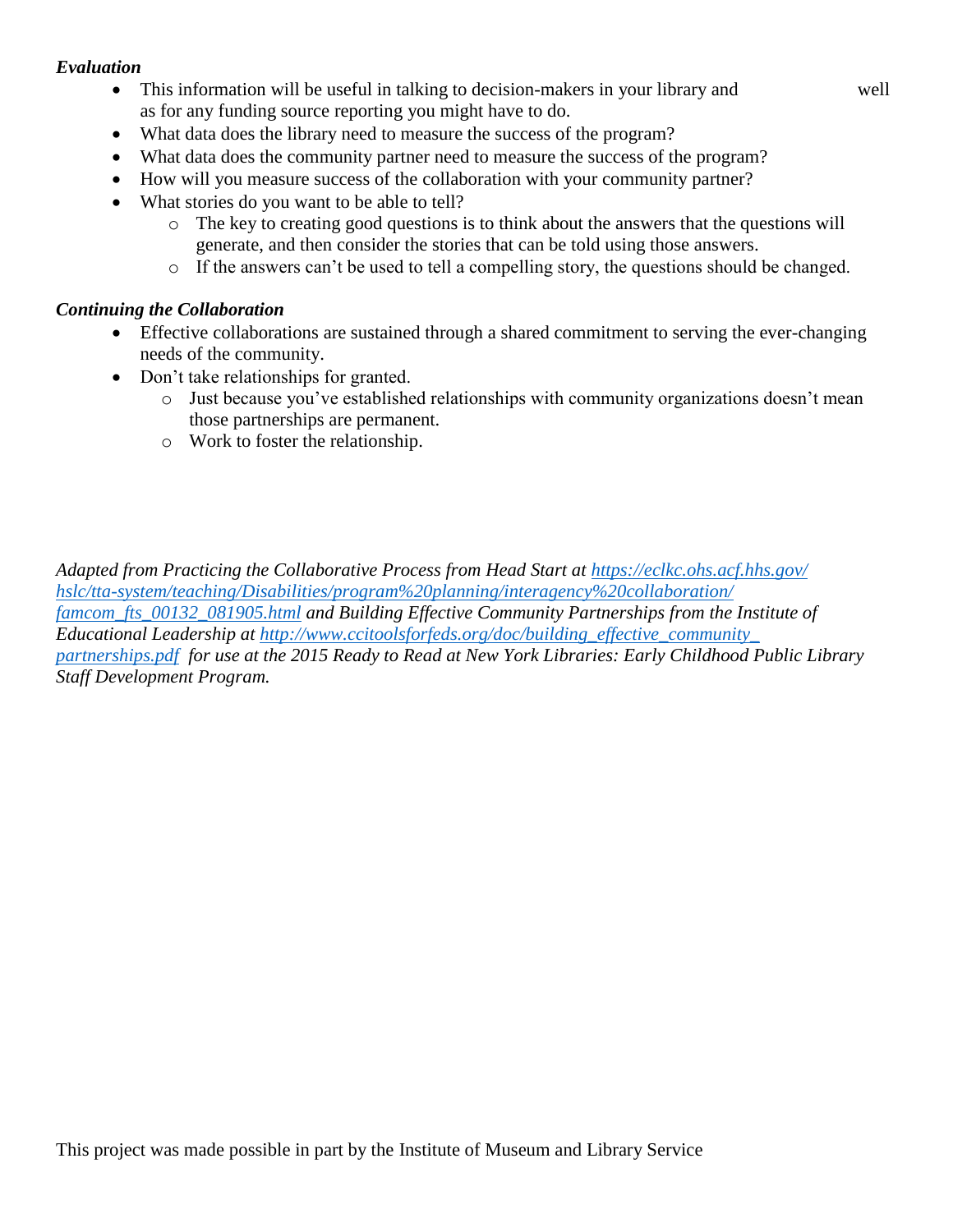***Evaluation***

- This information will be useful in talking to decision-makers in your library and well as for any funding source reporting you might have to do.
- What data does the library need to measure the success of the program?
- What data does the community partner need to measure the success of the program?
- How will you measure success of the collaboration with your community partner?
- What stories do you want to be able to tell?
  - The key to creating good questions is to think about the answers that the questions will generate, and then consider the stories that can be told using those answers.
  - If the answers can't be used to tell a compelling story, the questions should be changed.

***Continuing the Collaboration***

- Effective collaborations are sustained through a shared commitment to serving the ever-changing needs of the community.
- Don't take relationships for granted.
  - Just because you've established relationships with community organizations doesn't mean those partnerships are permanent.
  - Work to foster the relationship.

*Adapted from Practicing the Collaborative Process from Head Start at [https://eclkc.ohs.acf.hhs.gov/hslc/tta-system/teaching/Disabilities/program%20planning/interagency%20collaboration/famcom_fts_00132_081905.html](https://eclkc.ohs.acf.hhs.gov/hslc/tta-system/teaching/Disabilities/program%20planning/interagency%20collaboration/famcom_fts_00132_081905.html) and Building Effective Community Partnerships from the Institute of Educational Leadership at [http://www.ccitoolsforfeds.org/doc/building_effective_community_partnerships.pdf](http://www.ccitoolsforfeds.org/doc/building_effective_community_partnerships.pdf) for use at the 2015 Ready to Read at New York Libraries: Early Childhood Public Library Staff Development Program.*

This project was made possible in part by the Institute of Museum and Library Service